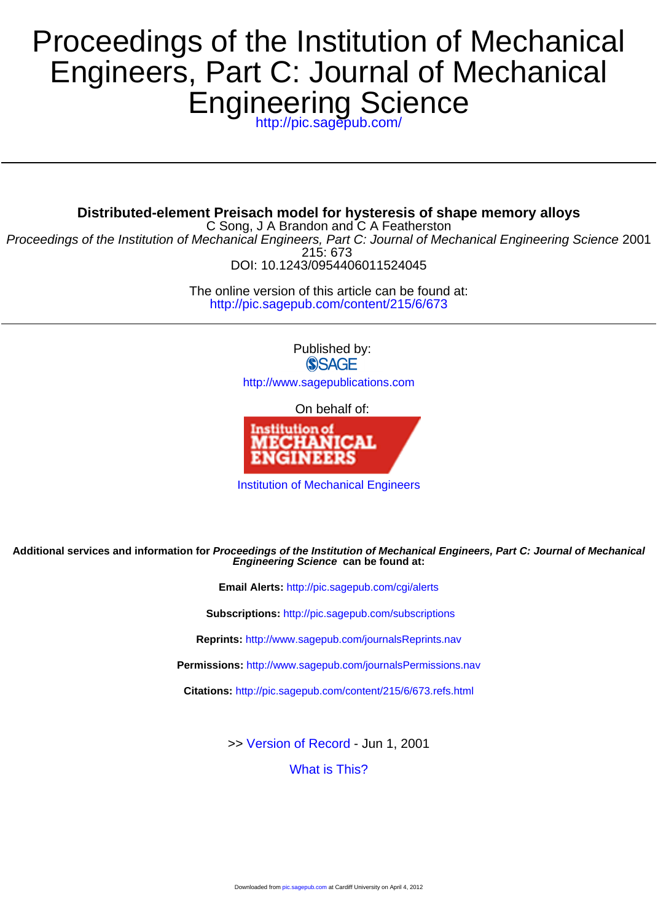# Proceedings of the Institution of Mechanical Engineers, Part C: Journal of Mechanical Engineering Science

http://pic.sagepub.com/

---

**Distributed-element Preisach model for hysteresis of shape memory alloys**

C Song, J A Brandon and C A Featherston

*Proceedings of the Institution of Mechanical Engineers, Part C: Journal of Mechanical Engineering Science* 2001 215: 673

DOI: 10.1243/0954406011524045

The online version of this article can be found at:
http://pic.sagepub.com/content/215/6/673

---

Published by:
SAGE
http://www.sagepublications.com

On behalf of:

Institution of Mechanical Engineers

**Additional services and information for *Proceedings of the Institution of Mechanical Engineers, Part C: Journal of Mechanical Engineering Science* can be found at:**

**Email Alerts:** http://pic.sagepub.com/cgi/alerts

**Subscriptions:** http://pic.sagepub.com/subscriptions

**Reprints:** http://www.sagepub.com/journalsReprints.nav

**Permissions:** http://www.sagepub.com/journalsPermissions.nav

**Citations:** http://pic.sagepub.com/content/215/6/673.refs.html

>> Version of Record - Jun 1, 2001

What is This?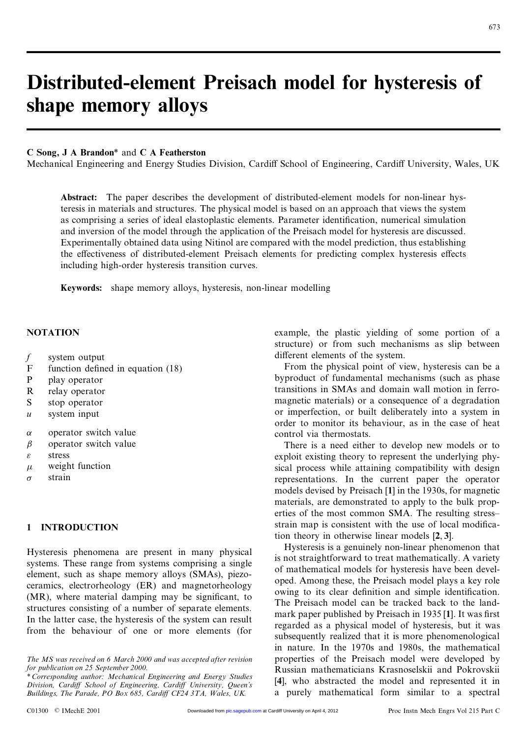# Distributed-element Preisach model for hysteresis of shape memory alloys

**C Song, J A Brandon*** and **C A Featherston**

Mechanical Engineering and Energy Studies Division, Cardiff School of Engineering, Cardiff University, Wales, UK

**Abstract:** The paper describes the development of distributed-element models for non-linear hysteresis in materials and structures. The physical model is based on an approach that views the system as comprising a series of ideal elastoplastic elements. Parameter identification, numerical simulation and inversion of the model through the application of the Preisach model for hysteresis are discussed. Experimentally obtained data using Nitinol are compared with the model prediction, thus establishing the effectiveness of distributed-element Preisach elements for predicting complex hysteresis effects including high-order hysteresis transition curves.

**Keywords:** shape memory alloys, hysteresis, non-linear modelling

## NOTATION

| | |
|---|---|
| $f$ | system output |
| F | function defined in equation (18) |
| P | play operator |
| R | relay operator |
| S | stop operator |
| $u$ | system input |
| $\alpha$ | operator switch value |
| $\beta$ | operator switch value |
| $\varepsilon$ | stress |
| $\mu$ | weight function |
| $\sigma$ | strain |

## 1 INTRODUCTION

Hysteresis phenomena are present in many physical systems. These range from systems comprising a single element, such as shape memory alloys (SMAs), piezoceramics, electrorheology (ER) and magnetorheology (MR), where material damping may be significant, to structures consisting of a number of separate elements. In the latter case, the hysteresis of the system can result from the behaviour of one or more elements (for example, the plastic yielding of some portion of a structure) or from such mechanisms as slip between different elements of the system.

From the physical point of view, hysteresis can be a byproduct of fundamental mechanisms (such as phase transitions in SMAs and domain wall motion in ferromagnetic materials) or a consequence of a degradation or imperfection, or built deliberately into a system in order to monitor its behaviour, as in the case of heat control via thermostats.

There is a need either to develop new models or to exploit existing theory to represent the underlying physical process while attaining compatibility with design representations. In the current paper the operator models devised by Preisach [1] in the 1930s, for magnetic materials, are demonstrated to apply to the bulk properties of the most common SMA. The resulting stress–strain map is consistent with the use of local modification theory in otherwise linear models [2, 3].

Hysteresis is a genuinely non-linear phenomenon that is not straightforward to treat mathematically. A variety of mathematical models for hysteresis have been developed. Among these, the Preisach model plays a key role owing to its clear definition and simple identification. The Preisach model can be tracked back to the landmark paper published by Preisach in 1935 [1]. It was first regarded as a physical model of hysteresis, but it was subsequently realized that it is more phenomenological in nature. In the 1970s and 1980s, the mathematical properties of the Preisach model were developed by Russian mathematicians Krasnoselskii and Pokrovskii [4], who abstracted the model and represented it in a purely mathematical form similar to a spectral

*The MS was received on 6 March 2000 and was accepted after revision for publication on 25 September 2000.*

*\* Corresponding author: Mechanical Engineering and Energy Studies Division, Cardiff School of Engineering, Cardiff University, Queen's Buildings, The Parade, PO Box 685, Cardiff CF24 3TA, Wales, UK.*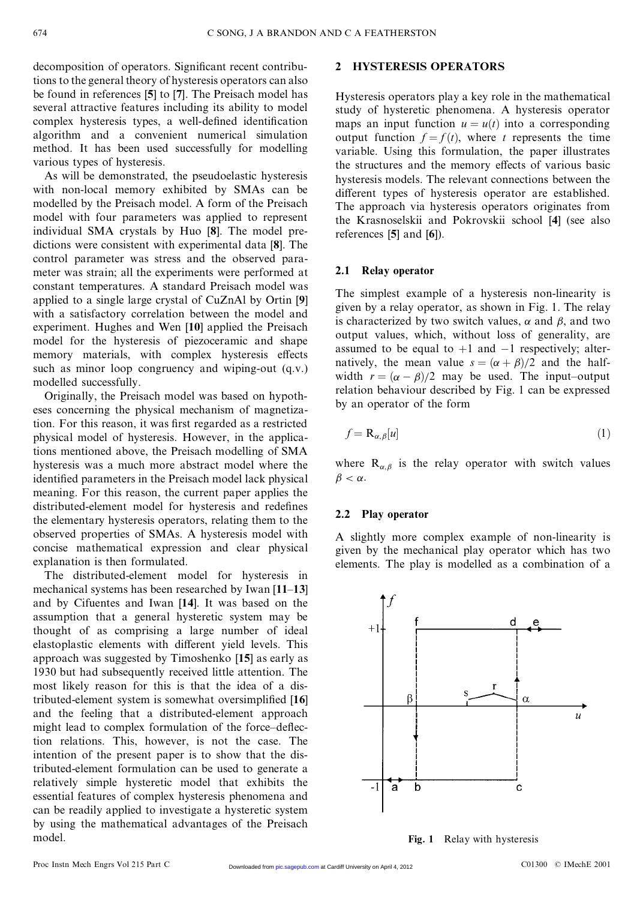decomposition of operators. Significant recent contributions to the general theory of hysteresis operators can also be found in references [5] to [7]. The Preisach model has several attractive features including its ability to model complex hysteresis types, a well-defined identification algorithm and a convenient numerical simulation method. It has been used successfully for modelling various types of hysteresis.

As will be demonstrated, the pseudoelastic hysteresis with non-local memory exhibited by SMAs can be modelled by the Preisach model. A form of the Preisach model with four parameters was applied to represent individual SMA crystals by Huo [8]. The model predictions were consistent with experimental data [8]. The control parameter was stress and the observed parameter was strain; all the experiments were performed at constant temperatures. A standard Preisach model was applied to a single large crystal of CuZnAl by Ortin [9] with a satisfactory correlation between the model and experiment. Hughes and Wen [10] applied the Preisach model for the hysteresis of piezoceramic and shape memory materials, with complex hysteresis effects such as minor loop congruency and wiping-out (q.v.) modelled successfully.

Originally, the Preisach model was based on hypotheses concerning the physical mechanism of magnetization. For this reason, it was first regarded as a restricted physical model of hysteresis. However, in the applications mentioned above, the Preisach modelling of SMA hysteresis was a much more abstract model where the identified parameters in the Preisach model lack physical meaning. For this reason, the current paper applies the distributed-element model for hysteresis and redefines the elementary hysteresis operators, relating them to the observed properties of SMAs. A hysteresis model with concise mathematical expression and clear physical explanation is then formulated.

The distributed-element model for hysteresis in mechanical systems has been researched by Iwan [11–13] and by Cifuentes and Iwan [14]. It was based on the assumption that a general hysteretic system may be thought of as comprising a large number of ideal elastoplastic elements with different yield levels. This approach was suggested by Timoshenko [15] as early as 1930 but had subsequently received little attention. The most likely reason for this is that the idea of a distributed-element system is somewhat oversimplified [16] and the feeling that a distributed-element approach might lead to complex formulation of the force–deflection relations. This, however, is not the case. The intention of the present paper is to show that the distributed-element formulation can be used to generate a relatively simple hysteretic model that exhibits the essential features of complex hysteresis phenomena and can be readily applied to investigate a hysteretic system by using the mathematical advantages of the Preisach model.

## 2 HYSTERESIS OPERATORS

Hysteresis operators play a key role in the mathematical study of hysteretic phenomena. A hysteresis operator maps an input function $u = u(t)$ into a corresponding output function $f = f(t)$, where $t$ represents the time variable. Using this formulation, the paper illustrates the structures and the memory effects of various basic hysteresis models. The relevant connections between the different types of hysteresis operator are established. The approach via hysteresis operators originates from the Krasnoselskii and Pokrovskii school [4] (see also references [5] and [6]).

### 2.1 Relay operator

The simplest example of a hysteresis non-linearity is given by a relay operator, as shown in Fig. 1. The relay is characterized by two switch values, $\alpha$ and $\beta$, and two output values, which, without loss of generality, are assumed to be equal to $+1$ and $-1$ respectively; alternatively, the mean value $s = (\alpha + \beta)/2$ and the half-width $r = (\alpha - \beta)/2$ may be used. The input–output relation behaviour described by Fig. 1 can be expressed by an operator of the form

$$f = \mathrm{R}_{\alpha,\beta}[u] \tag{1}$$

where $\mathrm{R}_{\alpha,\beta}$ is the relay operator with switch values $\beta < \alpha$.

### 2.2 Play operator

A slightly more complex example of non-linearity is given by the mechanical play operator which has two elements. The play is modelled as a combination of a

**Fig. 1** Relay with hysteresis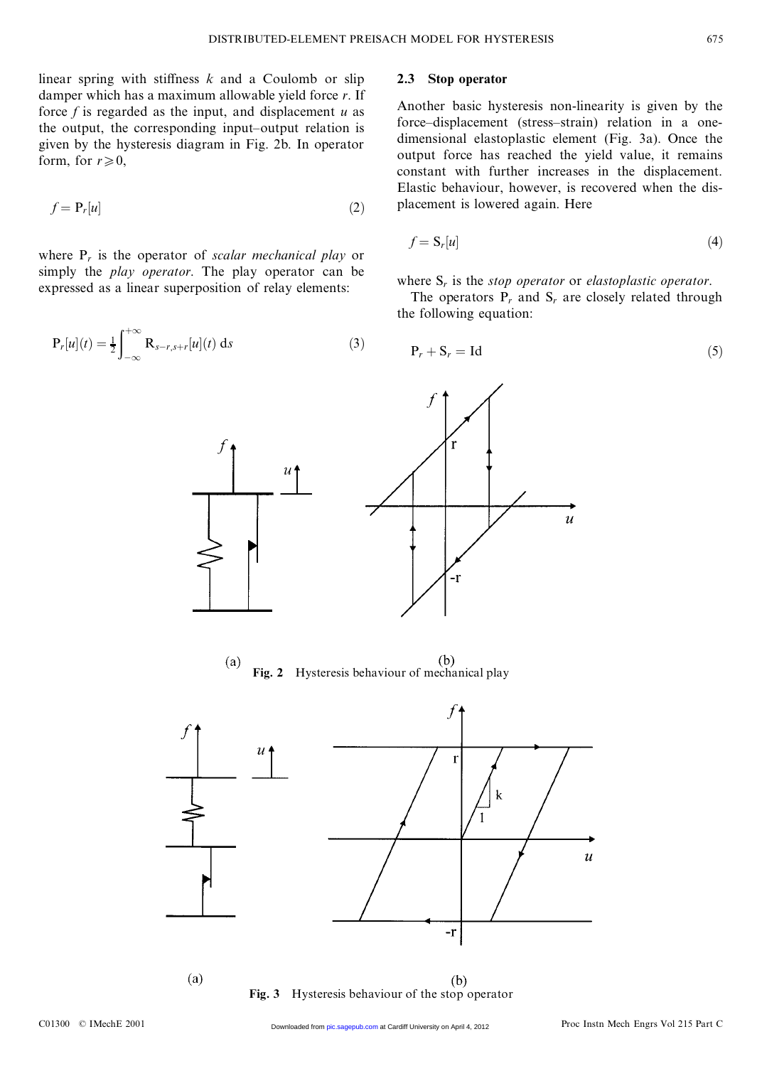linear spring with stiffness $k$ and a Coulomb or slip damper which has a maximum allowable yield force $r$. If force $f$ is regarded as the input, and displacement $u$ as the output, the corresponding input–output relation is given by the hysteresis diagram in Fig. 2b. In operator form, for $r \geqslant 0$,

$$f = \mathrm{P}_r[u] \tag{2}$$

where $\mathrm{P}_r$ is the operator of *scalar mechanical play* or simply the *play operator*. The play operator can be expressed as a linear superposition of relay elements:

$$\mathrm{P}_r[u](t) = \frac{1}{2}\int_{-\infty}^{+\infty} \mathrm{R}_{s-r,s+r}[u](t)\,\mathrm{d}s \tag{3}$$

### 2.3 Stop operator

Another basic hysteresis non-linearity is given by the force–displacement (stress–strain) relation in a one-dimensional elastoplastic element (Fig. 3a). Once the output force has reached the yield value, it remains constant with further increases in the displacement. Elastic behaviour, however, is recovered when the displacement is lowered again. Here

$$f = \mathrm{S}_r[u] \tag{4}$$

where $\mathrm{S}_r$ is the *stop operator* or *elastoplastic operator*.

The operators $\mathrm{P}_r$ and $\mathrm{S}_r$ are closely related through the following equation:

$$\mathrm{P}_r + \mathrm{S}_r = \mathrm{Id} \tag{5}$$

(a) (b)
**Fig. 2** Hysteresis behaviour of mechanical play

(a) (b)
**Fig. 3** Hysteresis behaviour of the stop operator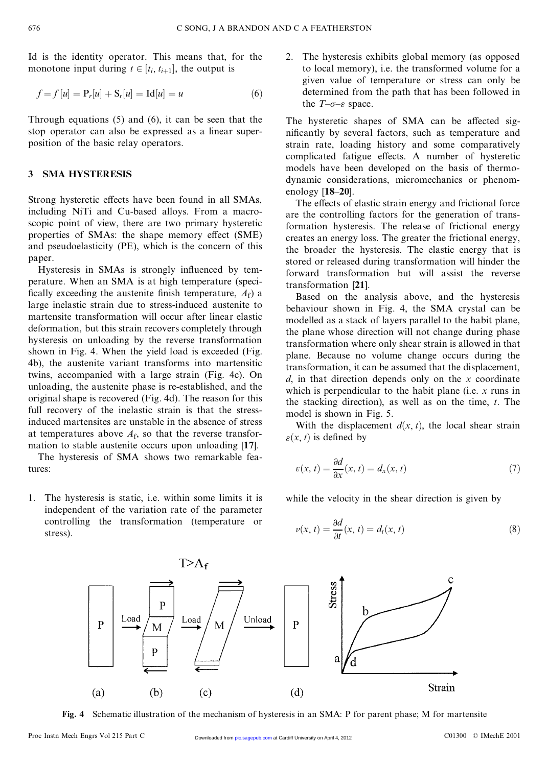Id is the identity operator. This means that, for the monotone input during $t \in [t_i, t_{i+1}]$, the output is

$$f = f[u] = \mathrm{P}_r[u] + \mathrm{S}_r[u] = \mathrm{Id}[u] = u \tag{6}$$

Through equations (5) and (6), it can be seen that the stop operator can also be expressed as a linear superposition of the basic relay operators.

## 3 SMA HYSTERESIS

Strong hysteretic effects have been found in all SMAs, including NiTi and Cu-based alloys. From a macroscopic point of view, there are two primary hysteretic properties of SMAs: the shape memory effect (SME) and pseudoelasticity (PE), which is the concern of this paper.

Hysteresis in SMAs is strongly influenced by temperature. When an SMA is at high temperature (specifically exceeding the austenite finish temperature, $A_f$) a large inelastic strain due to stress-induced austenite to martensite transformation will occur after linear elastic deformation, but this strain recovers completely through hysteresis on unloading by the reverse transformation shown in Fig. 4. When the yield load is exceeded (Fig. 4b), the austenite variant transforms into martensitic twins, accompanied with a large strain (Fig. 4c). On unloading, the austenite phase is re-established, and the original shape is recovered (Fig. 4d). The reason for this full recovery of the inelastic strain is that the stress-induced martensites are unstable in the absence of stress at temperatures above $A_f$, so that the reverse transformation to stable austenite occurs upon unloading [17].

The hysteresis of SMA shows two remarkable features:

1. The hysteresis is static, i.e. within some limits it is independent of the variation rate of the parameter controlling the transformation (temperature or stress).
2. The hysteresis exhibits global memory (as opposed to local memory), i.e. the transformed volume for a given value of temperature or stress can only be determined from the path that has been followed in the $T$–$\sigma$–$\varepsilon$ space.

The hysteretic shapes of SMA can be affected significantly by several factors, such as temperature and strain rate, loading history and some comparatively complicated fatigue effects. A number of hysteretic models have been developed on the basis of thermodynamic considerations, micromechanics or phenomenology [18–20].

The effects of elastic strain energy and frictional force are the controlling factors for the generation of transformation hysteresis. The release of frictional energy creates an energy loss. The greater the frictional energy, the broader the hysteresis. The elastic energy that is stored or released during transformation will hinder the forward transformation but will assist the reverse transformation [21].

Based on the analysis above, and the hysteresis behaviour shown in Fig. 4, the SMA crystal can be modelled as a stack of layers parallel to the habit plane, the plane whose direction will not change during phase transformation where only shear strain is allowed in that plane. Because no volume change occurs during the transformation, it can be assumed that the displacement, $d$, in that direction depends only on the $x$ coordinate which is perpendicular to the habit plane (i.e. $x$ runs in the stacking direction), as well as on the time, $t$. The model is shown in Fig. 5.

With the displacement $d(x, t)$, the local shear strain $\varepsilon(x, t)$ is defined by

$$\varepsilon(x, t) = \frac{\partial d}{\partial x}(x, t) = d_x(x, t) \tag{7}$$

while the velocity in the shear direction is given by

$$v(x, t) = \frac{\partial d}{\partial t}(x, t) = d_t(x, t) \tag{8}$$

**Fig. 4** Schematic illustration of the mechanism of hysteresis in an SMA: P for parent phase; M for martensite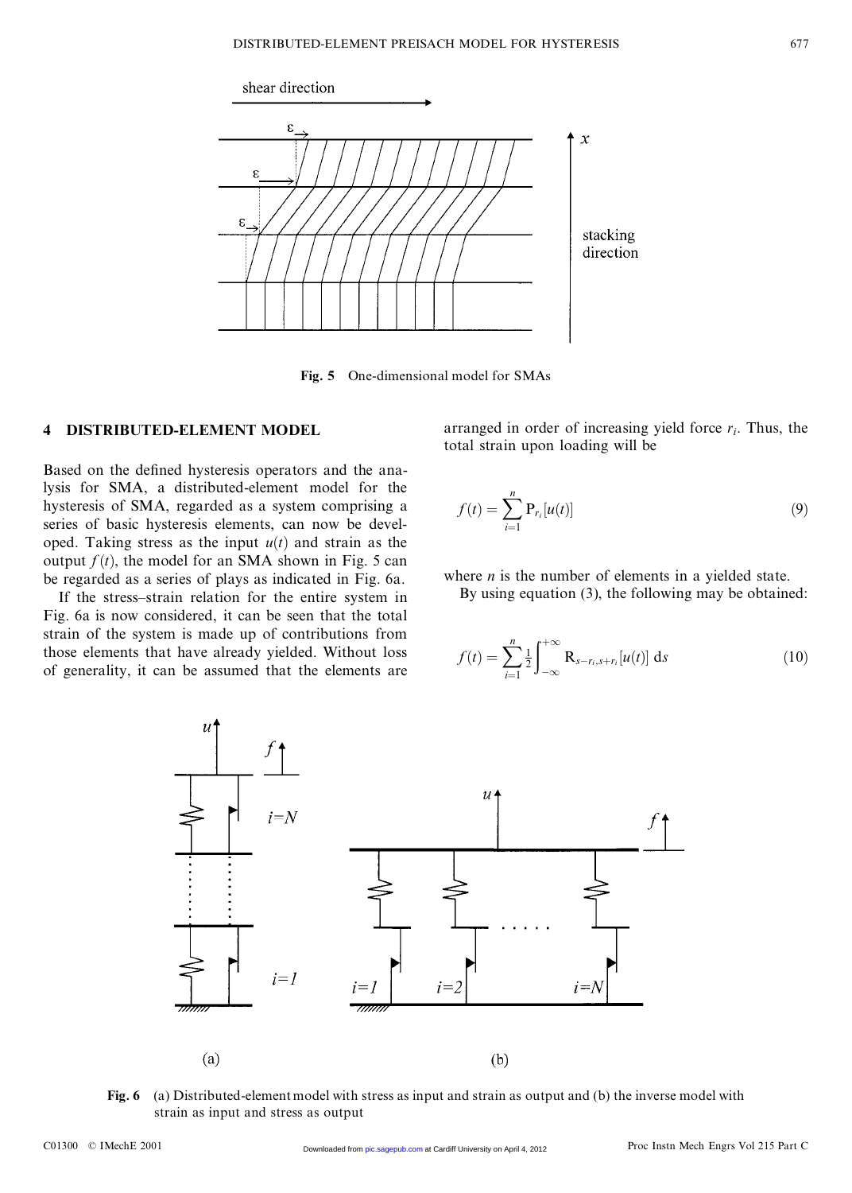Fig. 5 One-dimensional model for SMAs

## 4 DISTRIBUTED-ELEMENT MODEL

Based on the defined hysteresis operators and the analysis for SMA, a distributed-element model for the hysteresis of SMA, regarded as a system comprising a series of basic hysteresis elements, can now be developed. Taking stress as the input $u(t)$ and strain as the output $f(t)$, the model for an SMA shown in Fig. 5 can be regarded as a series of plays as indicated in Fig. 6a.

If the stress–strain relation for the entire system in Fig. 6a is now considered, it can be seen that the total strain of the system is made up of contributions from those elements that have already yielded. Without loss of generality, it can be assumed that the elements are arranged in order of increasing yield force $r_i$. Thus, the total strain upon loading will be

$$f(t) = \sum_{i=1}^{n} \mathrm{P}_{r_i}[u(t)] \tag{9}$$

where $n$ is the number of elements in a yielded state.

By using equation (3), the following may be obtained:

$$f(t) = \sum_{i=1}^{n} \frac{1}{2} \int_{-\infty}^{+\infty} \mathrm{R}_{s-r_i, s+r_i}[u(t)]\, \mathrm{d}s \tag{10}$$

Fig. 6 (a) Distributed-element model with stress as input and strain as output and (b) the inverse model with strain as input and stress as output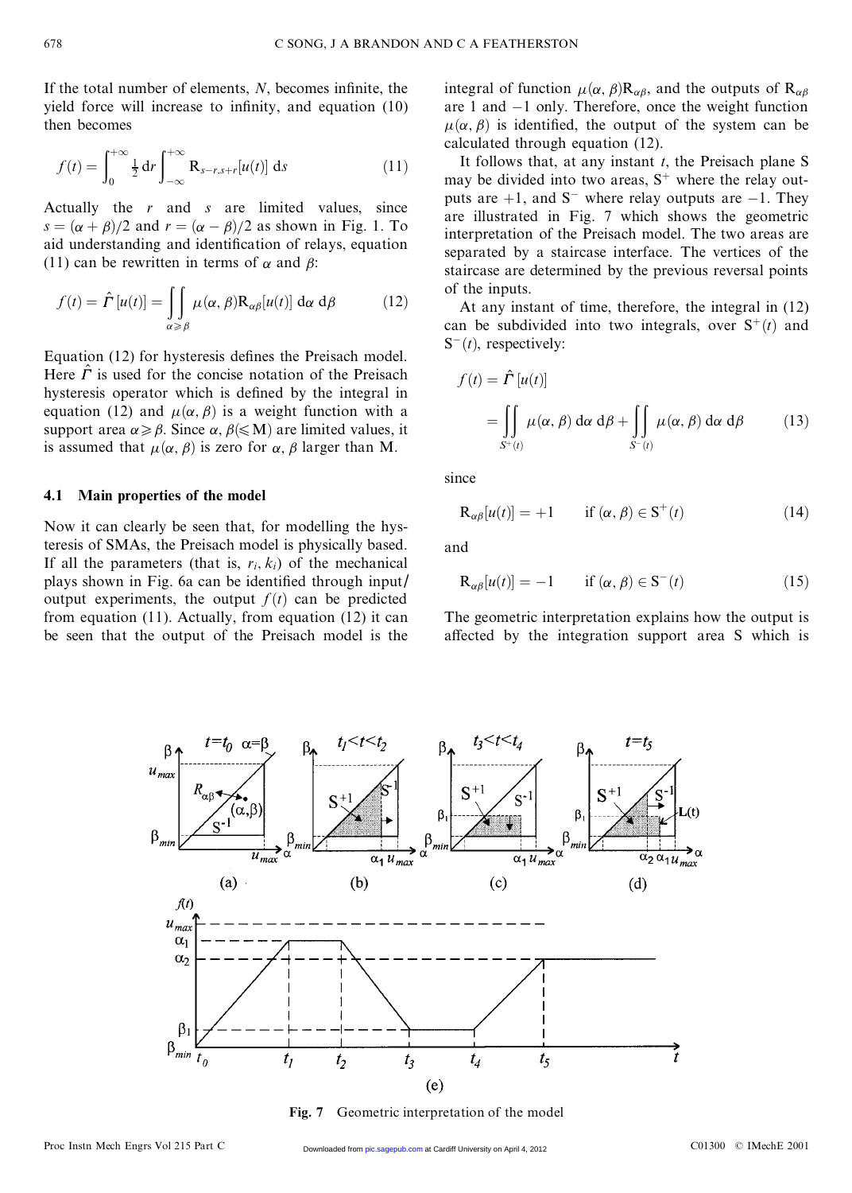If the total number of elements, $N$, becomes infinite, the yield force will increase to infinity, and equation (10) then becomes

$$f(t) = \int_0^{+\infty} \tfrac{1}{2}\,\mathrm{d}r \int_{-\infty}^{+\infty} \mathrm{R}_{s-r,s+r}[u(t)]\,\mathrm{d}s \tag{11}$$

Actually the $r$ and $s$ are limited values, since $s = (\alpha + \beta)/2$ and $r = (\alpha - \beta)/2$ as shown in Fig. 1. To aid understanding and identification of relays, equation (11) can be rewritten in terms of $\alpha$ and $\beta$:

$$f(t) = \hat{\Gamma}[u(t)] = \iint_{\alpha \geqslant \beta} \mu(\alpha, \beta)\mathrm{R}_{\alpha\beta}[u(t)]\,\mathrm{d}\alpha\,\mathrm{d}\beta \tag{12}$$

Equation (12) for hysteresis defines the Preisach model. Here $\hat{\Gamma}$ is used for the concise notation of the Preisach hysteresis operator which is defined by the integral in equation (12) and $\mu(\alpha, \beta)$ is a weight function with a support area $\alpha \geqslant \beta$. Since $\alpha, \beta (\leqslant \mathrm{M})$ are limited values, it is assumed that $\mu(\alpha, \beta)$ is zero for $\alpha, \beta$ larger than M.

## 4.1 Main properties of the model

Now it can clearly be seen that, for modelling the hysteresis of SMAs, the Preisach model is physically based. If all the parameters (that is, $r_i, k_i$) of the mechanical plays shown in Fig. 6a can be identified through input/output experiments, the output $f(t)$ can be predicted from equation (11). Actually, from equation (12) it can be seen that the output of the Preisach model is the integral of function $\mu(\alpha, \beta)\mathrm{R}_{\alpha\beta}$, and the outputs of $\mathrm{R}_{\alpha\beta}$ are 1 and $-1$ only. Therefore, once the weight function $\mu(\alpha, \beta)$ is identified, the output of the system can be calculated through equation (12).

It follows that, at any instant $t$, the Preisach plane S may be divided into two areas, $\mathrm{S}^+$ where the relay outputs are $+1$, and $\mathrm{S}^-$ where relay outputs are $-1$. They are illustrated in Fig. 7 which shows the geometric interpretation of the Preisach model. The two areas are separated by a staircase interface. The vertices of the staircase are determined by the previous reversal points of the inputs.

At any instant of time, therefore, the integral in (12) can be subdivided into two integrals, over $\mathrm{S}^+(t)$ and $\mathrm{S}^-(t)$, respectively:

$$f(t) = \hat{\Gamma}[u(t)] = \iint_{S^+(t)} \mu(\alpha, \beta)\,\mathrm{d}\alpha\,\mathrm{d}\beta + \iint_{S^-(t)} \mu(\alpha, \beta)\,\mathrm{d}\alpha\,\mathrm{d}\beta \tag{13}$$

since

$$\mathrm{R}_{\alpha\beta}[u(t)] = +1 \qquad \text{if } (\alpha, \beta) \in \mathrm{S}^+(t) \tag{14}$$

and

$$\mathrm{R}_{\alpha\beta}[u(t)] = -1 \qquad \text{if } (\alpha, \beta) \in \mathrm{S}^-(t) \tag{15}$$

The geometric interpretation explains how the output is affected by the integration support area S which is

Fig. 7 Geometric interpretation of the model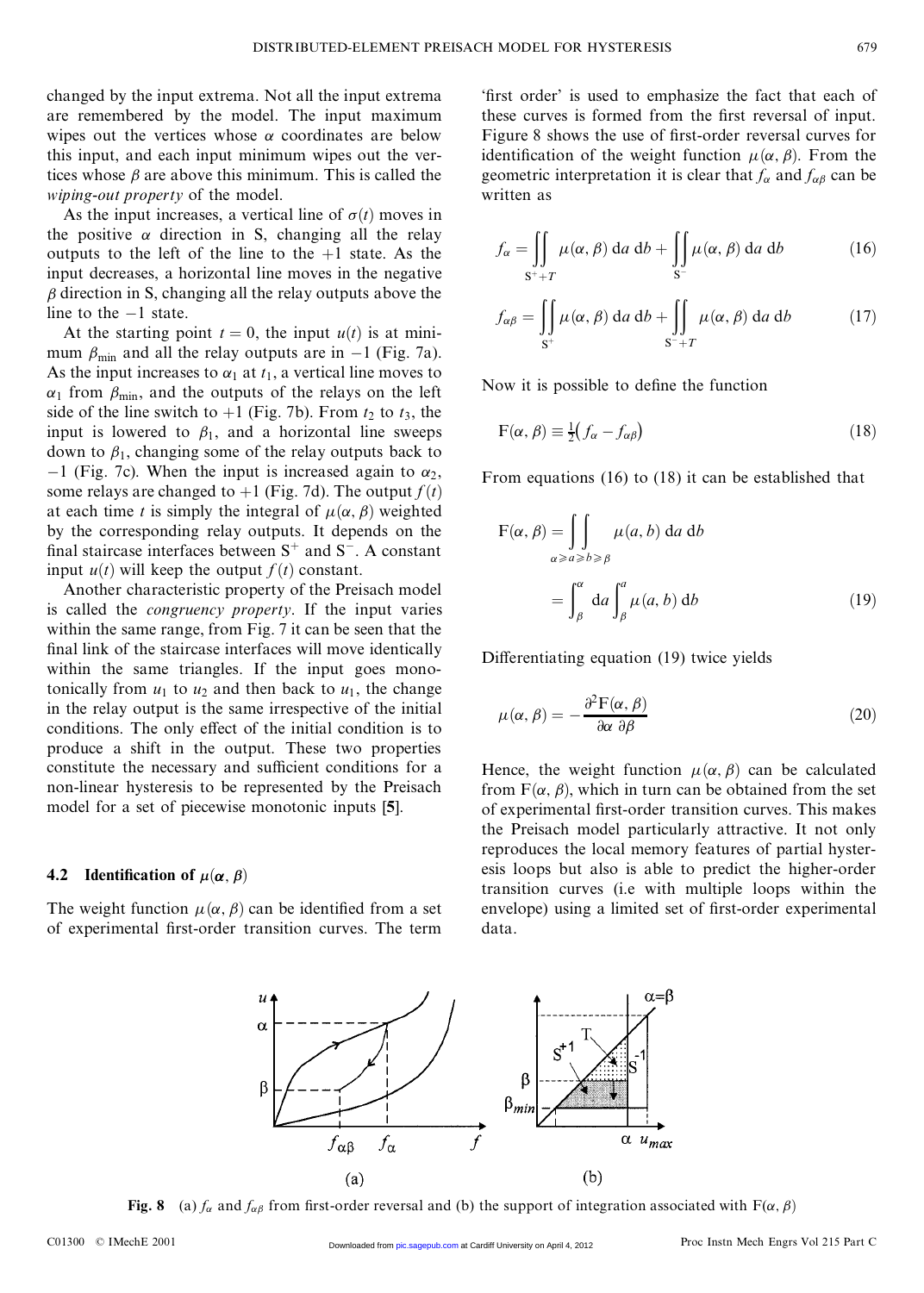changed by the input extrema. Not all the input extrema are remembered by the model. The input maximum wipes out the vertices whose $\alpha$ coordinates are below this input, and each input minimum wipes out the vertices whose $\beta$ are above this minimum. This is called the *wiping-out property* of the model.

As the input increases, a vertical line of $\sigma(t)$ moves in the positive $\alpha$ direction in S, changing all the relay outputs to the left of the line to the $+1$ state. As the input decreases, a horizontal line moves in the negative $\beta$ direction in S, changing all the relay outputs above the line to the $-1$ state.

At the starting point $t = 0$, the input $u(t)$ is at minimum $\beta_{\min}$ and all the relay outputs are in $-1$ (Fig. 7a). As the input increases to $\alpha_1$ at $t_1$, a vertical line moves to $\alpha_1$ from $\beta_{\min}$, and the outputs of the relays on the left side of the line switch to $+1$ (Fig. 7b). From $t_2$ to $t_3$, the input is lowered to $\beta_1$, and a horizontal line sweeps down to $\beta_1$, changing some of the relay outputs back to $-1$ (Fig. 7c). When the input is increased again to $\alpha_2$, some relays are changed to $+1$ (Fig. 7d). The output $f(t)$ at each time $t$ is simply the integral of $\mu(\alpha, \beta)$ weighted by the corresponding relay outputs. It depends on the final staircase interfaces between $S^+$ and $S^-$. A constant input $u(t)$ will keep the output $f(t)$ constant.

Another characteristic property of the Preisach model is called the *congruency property*. If the input varies within the same range, from Fig. 7 it can be seen that the final link of the staircase interfaces will move identically within the same triangles. If the input goes monotonically from $u_1$ to $u_2$ and then back to $u_1$, the change in the relay output is the same irrespective of the initial conditions. The only effect of the initial condition is to produce a shift in the output. These two properties constitute the necessary and sufficient conditions for a non-linear hysteresis to be represented by the Preisach model for a set of piecewise monotonic inputs [**5**].

### 4.2 Identification of $\mu(\alpha, \beta)$

The weight function $\mu(\alpha, \beta)$ can be identified from a set of experimental first-order transition curves. The term 'first order' is used to emphasize the fact that each of these curves is formed from the first reversal of input. Figure 8 shows the use of first-order reversal curves for identification of the weight function $\mu(\alpha, \beta)$. From the geometric interpretation it is clear that $f_\alpha$ and $f_{\alpha\beta}$ can be written as

$$f_\alpha = \iint_{S^+ + T} \mu(\alpha, \beta)\, \mathrm{d}a\, \mathrm{d}b + \iint_{S^-} \mu(\alpha, \beta)\, \mathrm{d}a\, \mathrm{d}b \tag{16}$$

$$f_{\alpha\beta} = \iint_{S^+} \mu(\alpha, \beta)\, \mathrm{d}a\, \mathrm{d}b + \iint_{S^- + T} \mu(\alpha, \beta)\, \mathrm{d}a\, \mathrm{d}b \tag{17}$$

Now it is possible to define the function

$$\mathrm{F}(\alpha, \beta) \equiv \tfrac{1}{2}\left(f_\alpha - f_{\alpha\beta}\right) \tag{18}$$

From equations (16) to (18) it can be established that

$$\begin{aligned}\mathrm{F}(\alpha, \beta) &= \iint_{\alpha \geqslant a \geqslant b \geqslant \beta} \mu(a, b)\, \mathrm{d}a\, \mathrm{d}b \\ &= \int_\beta^\alpha \mathrm{d}a \int_\beta^a \mu(a, b)\, \mathrm{d}b\end{aligned} \tag{19}$$

Differentiating equation (19) twice yields

$$\mu(\alpha, \beta) = -\frac{\partial^2 \mathrm{F}(\alpha, \beta)}{\partial \alpha\, \partial \beta} \tag{20}$$

Hence, the weight function $\mu(\alpha, \beta)$ can be calculated from $\mathrm{F}(\alpha, \beta)$, which in turn can be obtained from the set of experimental first-order transition curves. This makes the Preisach model particularly attractive. It not only reproduces the local memory features of partial hysteresis loops but also is able to predict the higher-order transition curves (i.e with multiple loops within the envelope) using a limited set of first-order experimental data.

**Fig. 8** (a) $f_\alpha$ and $f_{\alpha\beta}$ from first-order reversal and (b) the support of integration associated with $\mathrm{F}(\alpha, \beta)$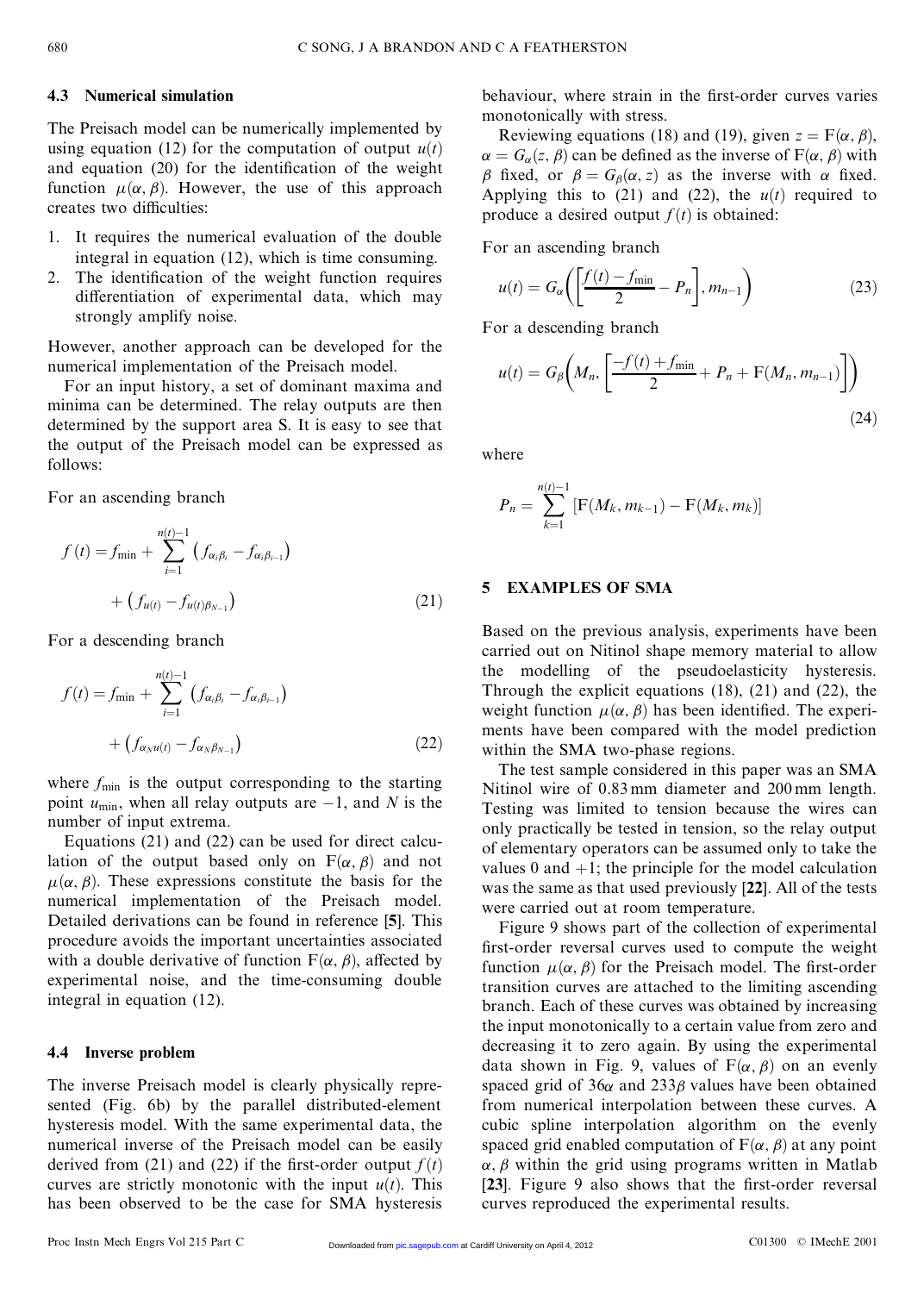### 4.3 Numerical simulation

The Preisach model can be numerically implemented by using equation (12) for the computation of output $u(t)$ and equation (20) for the identification of the weight function $\mu(\alpha, \beta)$. However, the use of this approach creates two difficulties:

1. It requires the numerical evaluation of the double integral in equation (12), which is time consuming.
2. The identification of the weight function requires differentiation of experimental data, which may strongly amplify noise.

However, another approach can be developed for the numerical implementation of the Preisach model.

For an input history, a set of dominant maxima and minima can be determined. The relay outputs are then determined by the support area S. It is easy to see that the output of the Preisach model can be expressed as follows:

For an ascending branch

$$f(t) = f_{\min} + \sum_{i=1}^{n(t)-1} \left( f_{\alpha_i \beta_i} - f_{\alpha_i \beta_{i-1}} \right) + \left( f_{u(t)} - f_{u(t)\beta_{N-1}} \right) \tag{21}$$

For a descending branch

$$f(t) = f_{\min} + \sum_{i=1}^{n(t)-1} \left( f_{\alpha_i \beta_i} - f_{\alpha_i \beta_{i-1}} \right) + \left( f_{\alpha_N u(t)} - f_{\alpha_N \beta_{N-1}} \right) \tag{22}$$

where $f_{\min}$ is the output corresponding to the starting point $u_{\min}$, when all relay outputs are $-1$, and $N$ is the number of input extrema.

Equations (21) and (22) can be used for direct calculation of the output based only on $F(\alpha, \beta)$ and not $\mu(\alpha, \beta)$. These expressions constitute the basis for the numerical implementation of the Preisach model. Detailed derivations can be found in reference [**5**]. This procedure avoids the important uncertainties associated with a double derivative of function $F(\alpha, \beta)$, affected by experimental noise, and the time-consuming double integral in equation (12).

### 4.4 Inverse problem

The inverse Preisach model is clearly physically represented (Fig. 6b) by the parallel distributed-element hysteresis model. With the same experimental data, the numerical inverse of the Preisach model can be easily derived from (21) and (22) if the first-order output $f(t)$ curves are strictly monotonic with the input $u(t)$. This has been observed to be the case for SMA hysteresis behaviour, where strain in the first-order curves varies monotonically with stress.

Reviewing equations (18) and (19), given $z = F(\alpha, \beta)$, $\alpha = G_\alpha(z, \beta)$ can be defined as the inverse of $F(\alpha, \beta)$ with $\beta$ fixed, or $\beta = G_\beta(\alpha, z)$ as the inverse with $\alpha$ fixed. Applying this to (21) and (22), the $u(t)$ required to produce a desired output $f(t)$ is obtained:

For an ascending branch

$$u(t) = G_\alpha\left( \left[ \frac{f(t) - f_{\min}}{2} - P_n \right], m_{n-1} \right) \tag{23}$$

For a descending branch

$$u(t) = G_\beta\left( M_n, \left[ \frac{-f(t) + f_{\min}}{2} + P_n + F(M_n, m_{n-1}) \right] \right) \tag{24}$$

where

$$P_n = \sum_{k=1}^{n(t)-1} \left[ F(M_k, m_{k-1}) - F(M_k, m_k) \right]$$

## 5 EXAMPLES OF SMA

Based on the previous analysis, experiments have been carried out on Nitinol shape memory material to allow the modelling of the pseudoelasticity hysteresis. Through the explicit equations (18), (21) and (22), the weight function $\mu(\alpha, \beta)$ has been identified. The experiments have been compared with the model prediction within the SMA two-phase regions.

The test sample considered in this paper was an SMA Nitinol wire of 0.83 mm diameter and 200 mm length. Testing was limited to tension because the wires can only practically be tested in tension, so the relay output of elementary operators can be assumed only to take the values 0 and +1; the principle for the model calculation was the same as that used previously [**22**]. All of the tests were carried out at room temperature.

Figure 9 shows part of the collection of experimental first-order reversal curves used to compute the weight function $\mu(\alpha, \beta)$ for the Preisach model. The first-order transition curves are attached to the limiting ascending branch. Each of these curves was obtained by increasing the input monotonically to a certain value from zero and decreasing it to zero again. By using the experimental data shown in Fig. 9, values of $F(\alpha, \beta)$ on an evenly spaced grid of 36$\alpha$ and 233$\beta$ values have been obtained from numerical interpolation between these curves. A cubic spline interpolation algorithm on the evenly spaced grid enabled computation of $F(\alpha, \beta)$ at any point $\alpha, \beta$ within the grid using programs written in Matlab [**23**]. Figure 9 also shows that the first-order reversal curves reproduced the experimental results.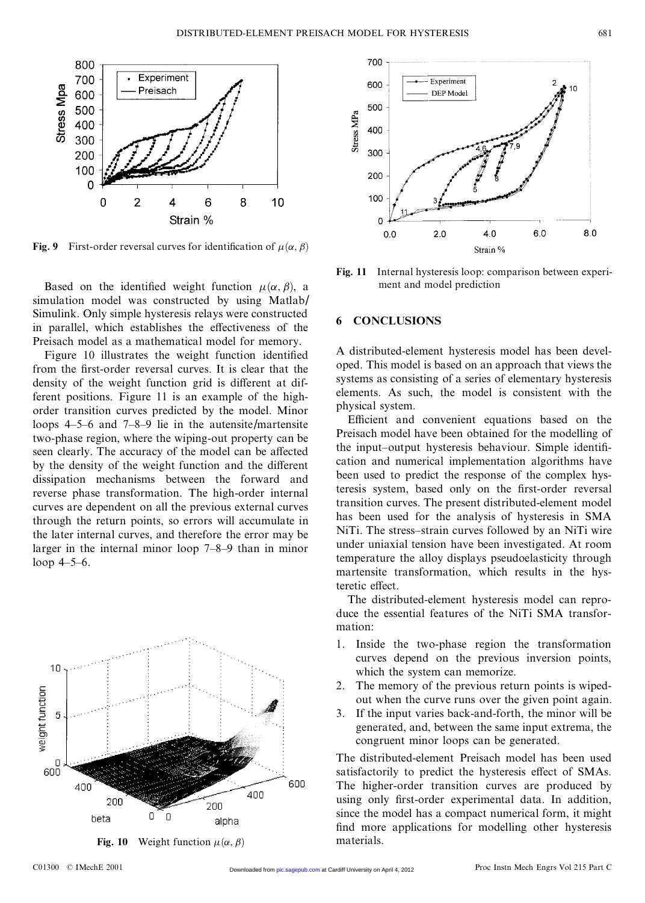Fig. 9 First-order reversal curves for identification of $\mu(\alpha, \beta)$

Based on the identified weight function $\mu(\alpha, \beta)$, a simulation model was constructed by using Matlab/Simulink. Only simple hysteresis relays were constructed in parallel, which establishes the effectiveness of the Preisach model as a mathematical model for memory.

Figure 10 illustrates the weight function identified from the first-order reversal curves. It is clear that the density of the weight function grid is different at different positions. Figure 11 is an example of the high-order transition curves predicted by the model. Minor loops 4–5–6 and 7–8–9 lie in the autensite/martensite two-phase region, where the wiping-out property can be seen clearly. The accuracy of the model can be affected by the density of the weight function and the different dissipation mechanisms between the forward and reverse phase transformation. The high-order internal curves are dependent on all the previous external curves through the return points, so errors will accumulate in the later internal curves, and therefore the error may be larger in the internal minor loop 7–8–9 than in minor loop 4–5–6.

Fig. 10 Weight function $\mu(\alpha, \beta)$

Fig. 11 Internal hysteresis loop: comparison between experiment and model prediction

## 6 CONCLUSIONS

A distributed-element hysteresis model has been developed. This model is based on an approach that views the systems as consisting of a series of elementary hysteresis elements. As such, the model is consistent with the physical system.

Efficient and convenient equations based on the Preisach model have been obtained for the modelling of the input–output hysteresis behaviour. Simple identification and numerical implementation algorithms have been used to predict the response of the complex hysteresis system, based only on the first-order reversal transition curves. The present distributed-element model has been used for the analysis of hysteresis in SMA NiTi. The stress–strain curves followed by an NiTi wire under uniaxial tension have been investigated. At room temperature the alloy displays pseudoelasticity through martensite transformation, which results in the hysteretic effect.

The distributed-element hysteresis model can reproduce the essential features of the NiTi SMA transformation:

1. Inside the two-phase region the transformation curves depend on the previous inversion points, which the system can memorize.
2. The memory of the previous return points is wiped-out when the curve runs over the given point again.
3. If the input varies back-and-forth, the minor will be generated, and, between the same input extrema, the congruent minor loops can be generated.

The distributed-element Preisach model has been used satisfactorily to predict the hysteresis effect of SMAs. The higher-order transition curves are produced by using only first-order experimental data. In addition, since the model has a compact numerical form, it might find more applications for modelling other hysteresis materials.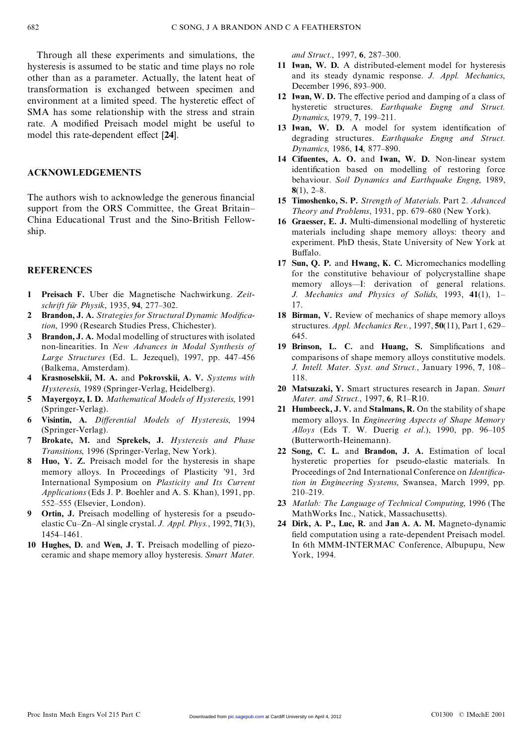Through all these experiments and simulations, the hysteresis is assumed to be static and time plays no role other than as a parameter. Actually, the latent heat of transformation is exchanged between specimen and environment at a limited speed. The hysteretic effect of SMA has some relationship with the stress and strain rate. A modified Preisach model might be useful to model this rate-dependent effect [**24**].

## ACKNOWLEDGEMENTS

The authors wish to acknowledge the generous financial support from the ORS Committee, the Great Britain–China Educational Trust and the Sino-British Fellowship.

## REFERENCES

1. **Preisach F.** Uber die Magnetische Nachwirkung. *Zeitschrift für Physik*, 1935, **94**, 277–302.
2. **Brandon, J. A.** *Strategies for Structural Dynamic Modification*, 1990 (Research Studies Press, Chichester).
3. **Brandon, J. A.** Modal modelling of structures with isolated non-linearities. In *New Advances in Modal Synthesis of Large Structures* (Ed. L. Jezequel), 1997, pp. 447–456 (Balkema, Amsterdam).
4. **Krasnoselskii, M. A.** and **Pokrovskii, A. V.** *Systems with Hysteresis*, 1989 (Springer-Verlag, Heidelberg).
5. **Mayergoyz, I. D.** *Mathematical Models of Hysteresis*, 1991 (Springer-Verlag).
6. **Visintin, A.** *Differential Models of Hysteresis*, 1994 (Springer-Verlag).
7. **Brokate, M.** and **Sprekels, J.** *Hysteresis and Phase Transitions*, 1996 (Springer-Verlag, New York).
8. **Huo, Y. Z.** Preisach model for the hysteresis in shape memory alloys. In Proceedings of Plasticity '91, 3rd International Symposium on *Plasticity and Its Current Applications* (Eds J. P. Boehler and A. S. Khan), 1991, pp. 552–555 (Elsevier, London).
9. **Ortin, J.** Preisach modelling of hysteresis for a pseudo-elastic Cu–Zn–Al single crystal. *J. Appl. Phys.*, 1992, **71**(3), 1454–1461.
10. **Hughes, D.** and **Wen, J. T.** Preisach modelling of piezo-ceramic and shape memory alloy hysteresis. *Smart Mater. and Struct.*, 1997, **6**, 287–300.
11. **Iwan, W. D.** A distributed-element model for hysteresis and its steady dynamic response. *J. Appl. Mechanics*, December 1996, 893–900.
12. **Iwan, W. D.** The effective period and damping of a class of hysteretic structures. *Earthquake Engng and Struct. Dynamics*, 1979, **7**, 199–211.
13. **Iwan, W. D.** A model for system identification of degrading structures. *Earthquake Engng and Struct. Dynamics*, 1986, **14**, 877–890.
14. **Cifuentes, A. O.** and **Iwan, W. D.** Non-linear system identification based on modelling of restoring force behaviour. *Soil Dynamics and Earthquake Engng*, 1989, **8**(1), 2–8.
15. **Timoshenko, S. P.** *Strength of Materials*. Part 2. *Advanced Theory and Problems*, 1931, pp. 679–680 (New York).
16. **Graesser, E. J.** Multi-dimensional modelling of hysteretic materials including shape memory alloys: theory and experiment. PhD thesis, State University of New York at Buffalo.
17. **Sun, Q. P.** and **Hwang, K. C.** Micromechanics modelling for the constitutive behaviour of polycrystalline shape memory alloys—I: derivation of general relations. *J. Mechanics and Physics of Solids*, 1993, **41**(1), 1–17.
18. **Birman, V.** Review of mechanics of shape memory alloys structures. *Appl. Mechanics Rev.*, 1997, **50**(11), Part 1, 629–645.
19. **Brinson, L. C.** and **Huang, S.** Simplifications and comparisons of shape memory alloys constitutive models. *J. Intell. Mater. Syst. and Struct.*, January 1996, **7**, 108–118.
20. **Matsuzaki, Y.** Smart structures research in Japan. *Smart Mater. and Struct.*, 1997, **6**, R1–R10.
21. **Humbeeck, J. V.** and **Stalmans, R.** On the stability of shape memory alloys. In *Engineering Aspects of Shape Memory Alloys* (Eds T. W. Duerig *et al.*), 1990, pp. 96–105 (Butterworth-Heinemann).
22. **Song, C. L.** and **Brandon, J. A.** Estimation of local hysteretic properties for pseudo-elastic materials. In Proceedings of 2nd International Conference on *Identification in Engineering Systems*, Swansea, March 1999, pp. 210–219.
23. *Matlab: The Language of Technical Computing*, 1996 (The MathWorks Inc., Natick, Massachusetts).
24. **Dirk, A. P., Luc, R.** and **Jan A. A. M.** Magneto-dynamic field computation using a rate-dependent Preisach model. In 6th MMM-INTERMAC Conference, Albupupu, New York, 1994.